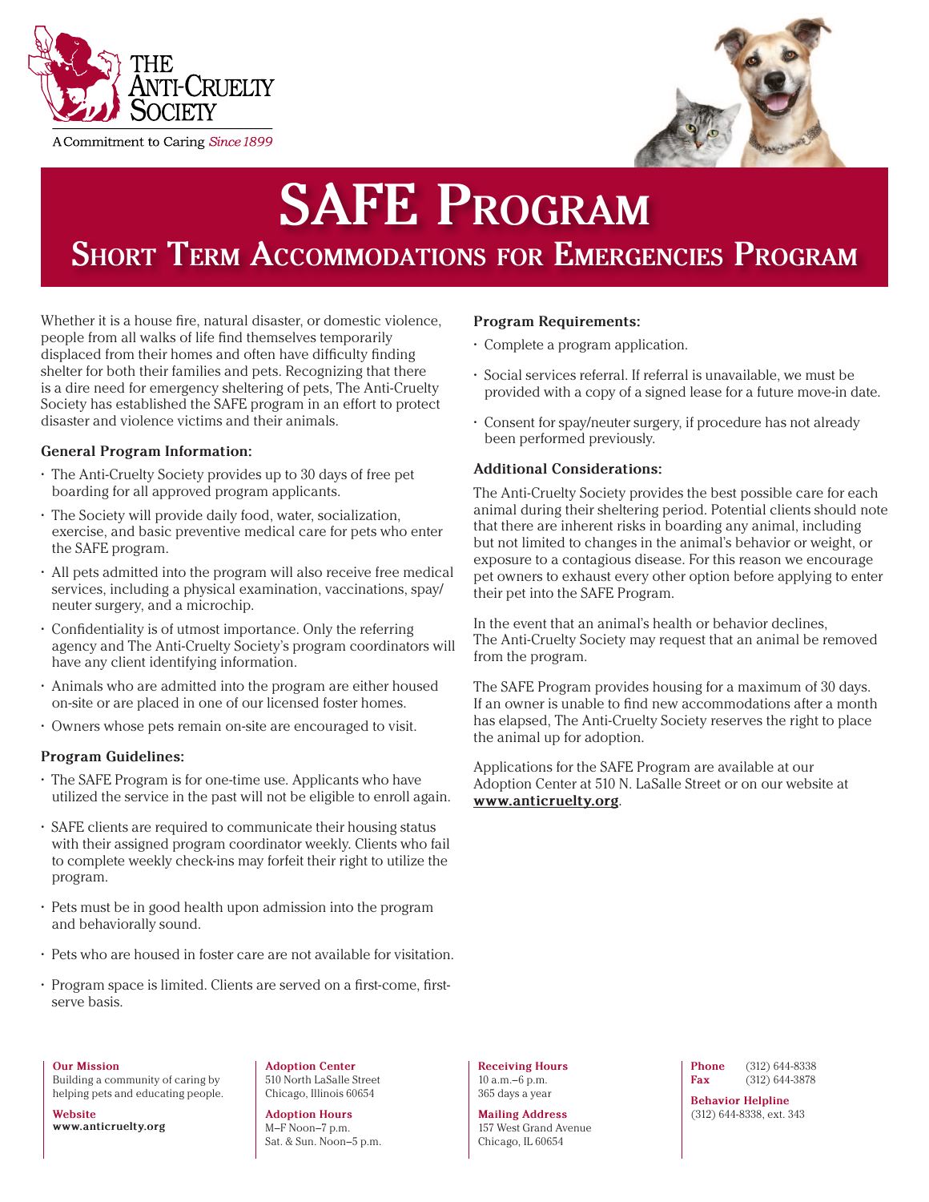THE ANTI-CRUELTY SOCIETY

A Commitment to Caring *Since 1899*

# SAFE Program

## Short Term Accommodations for Emergencies Program

Whether it is a house fire, natural disaster, or domestic violence, people from all walks of life find themselves temporarily displaced from their homes and often have difficulty finding shelter for both their families and pets. Recognizing that there is a dire need for emergency sheltering of pets, The Anti-Cruelty Society has established the SAFE program in an effort to protect disaster and violence victims and their animals.

### General Program Information:

- The Anti-Cruelty Society provides up to 30 days of free pet boarding for all approved program applicants.
- The Society will provide daily food, water, socialization, exercise, and basic preventive medical care for pets who enter the SAFE program.
- All pets admitted into the program will also receive free medical services, including a physical examination, vaccinations, spay/neuter surgery, and a microchip.
- Confidentiality is of utmost importance. Only the referring agency and The Anti-Cruelty Society's program coordinators will have any client identifying information.
- Animals who are admitted into the program are either housed on-site or are placed in one of our licensed foster homes.
- Owners whose pets remain on-site are encouraged to visit.

### Program Guidelines:

- The SAFE Program is for one-time use. Applicants who have utilized the service in the past will not be eligible to enroll again.
- SAFE clients are required to communicate their housing status with their assigned program coordinator weekly. Clients who fail to complete weekly check-ins may forfeit their right to utilize the program.
- Pets must be in good health upon admission into the program and behaviorally sound.
- Pets who are housed in foster care are not available for visitation.
- Program space is limited. Clients are served on a first-come, first-serve basis.

### Program Requirements:

- Complete a program application.
- Social services referral. If referral is unavailable, we must be provided with a copy of a signed lease for a future move-in date.
- Consent for spay/neuter surgery, if procedure has not already been performed previously.

### Additional Considerations:

The Anti-Cruelty Society provides the best possible care for each animal during their sheltering period. Potential clients should note that there are inherent risks in boarding any animal, including but not limited to changes in the animal's behavior or weight, or exposure to a contagious disease. For this reason we encourage pet owners to exhaust every other option before applying to enter their pet into the SAFE Program.

In the event that an animal's health or behavior declines, The Anti-Cruelty Society may request that an animal be removed from the program.

The SAFE Program provides housing for a maximum of 30 days. If an owner is unable to find new accommodations after a month has elapsed, The Anti-Cruelty Society reserves the right to place the animal up for adoption.

Applications for the SAFE Program are available at our Adoption Center at 510 N. LaSalle Street or on our website at **www.anticruelty.org**.

**Our Mission**
Building a community of caring by helping pets and educating people.

**Website**
**www.anticruelty.org**

**Adoption Center**
510 North LaSalle Street
Chicago, Illinois 60654

**Adoption Hours**
M–F Noon–7 p.m.
Sat. & Sun. Noon–5 p.m.

**Receiving Hours**
10 a.m.–6 p.m.
365 days a year

**Mailing Address**
157 West Grand Avenue
Chicago, IL 60654

**Phone** (312) 644-8338
**Fax** (312) 644-3878

**Behavior Helpline**
(312) 644-8338, ext. 343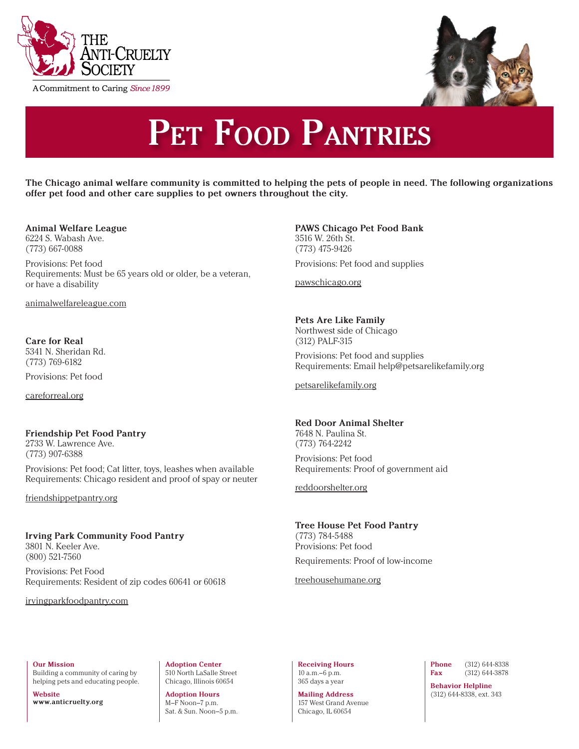THE ANTI-CRUELTY SOCIETY

A Commitment to Caring *Since 1899*

# Pet Food Pantries

**The Chicago animal welfare community is committed to helping the pets of people in need. The following organizations offer pet food and other care supplies to pet owners throughout the city.**

**Animal Welfare League**
6224 S. Wabash Ave.
(773) 667-0088

Provisions: Pet food
Requirements: Must be 65 years old or older, be a veteran, or have a disability

animalwelfareleague.com

**Care for Real**
5341 N. Sheridan Rd.
(773) 769-6182

Provisions: Pet food

careforreal.org

**Friendship Pet Food Pantry**
2733 W. Lawrence Ave.
(773) 907-6388

Provisions: Pet food; Cat litter, toys, leashes when available
Requirements: Chicago resident and proof of spay or neuter

friendshippetpantry.org

**Irving Park Community Food Pantry**
3801 N. Keeler Ave.
(800) 521-7560

Provisions: Pet Food
Requirements: Resident of zip codes 60641 or 60618

irvingparkfoodpantry.com

**PAWS Chicago Pet Food Bank**
3516 W. 26th St.
(773) 475-9426

Provisions: Pet food and supplies

pawschicago.org

**Pets Are Like Family**
Northwest side of Chicago
(312) PALF-315

Provisions: Pet food and supplies
Requirements: Email help@petsarelikefamily.org

petsarelikefamily.org

**Red Door Animal Shelter**
7648 N. Paulina St.
(773) 764-2242

Provisions: Pet food
Requirements: Proof of government aid

reddoorshelter.org

**Tree House Pet Food Pantry**
(773) 784-5488
Provisions: Pet food

Requirements: Proof of low-income

treehousehumane.org

**Our Mission**
Building a community of caring by helping pets and educating people.

**Website**
**www.anticruelty.org**

**Adoption Center**
510 North LaSalle Street
Chicago, Illinois 60654

**Adoption Hours**
M–F Noon–7 p.m.
Sat. & Sun. Noon–5 p.m.

**Receiving Hours**
10 a.m.–6 p.m.
365 days a year

**Mailing Address**
157 West Grand Avenue
Chicago, IL 60654

**Phone** (312) 644-8338
**Fax** (312) 644-3878

**Behavior Helpline**
(312) 644-8338, ext. 343